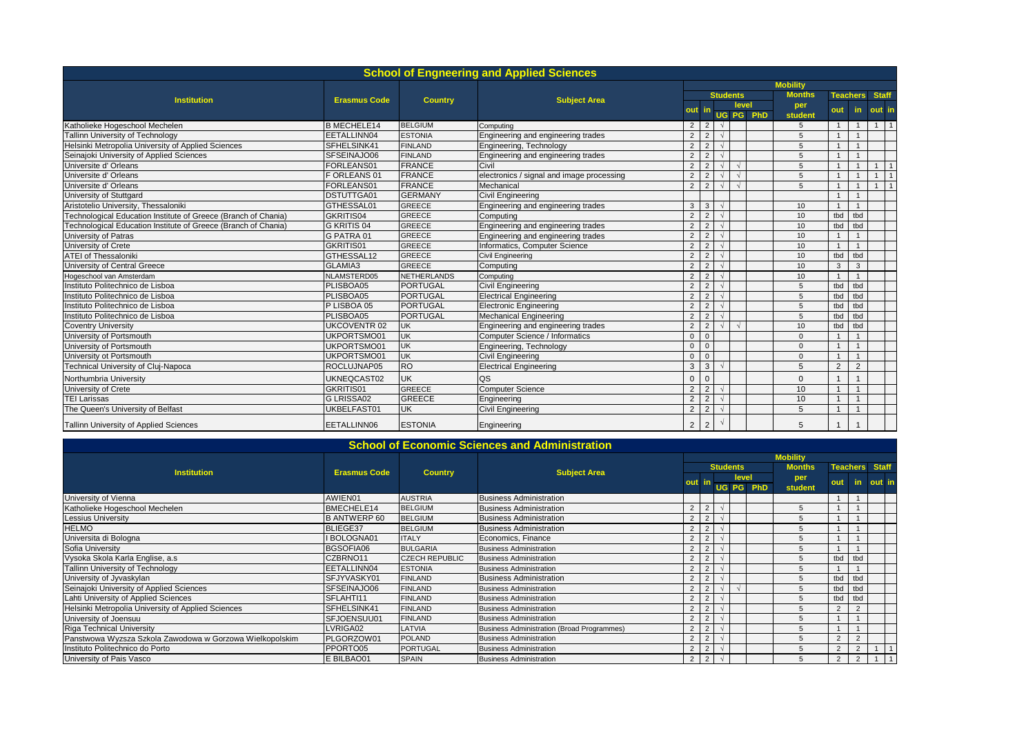## School of Engneering and Applied Sciences

| Institution | Erasmus Code | Country | Subject Area | Mobility | | | | | | | | | |
|---|---|---|---|---|---|---|---|---|---|---|---|---|---|
| | | | | Students | | | | | Months per student | Teachers | | Staff | |
| | | | | out | in | level | | | | out | in | out | in |
| | | | | | | UG | PG | PhD | | | | | |
| Katholieke Hogeschool Mechelen | B MECHELE14 | BELGIUM | Computing | 2 | 2 | √ | | | 5 | 1 | 1 | 1 | 1 |
| Tallinn University of Technology | EETALLINN04 | ESTONIA | Engineering and engineering trades | 2 | 2 | √ | | | 5 | 1 | 1 | | |
| Helsinki Metropolia University of Applied Sciences | SFHELSINK41 | FINLAND | Engineering, Technology | 2 | 2 | √ | | | 5 | 1 | 1 | | |
| Seinajoki University of Applied Sciences | SFSEINAJO06 | FINLAND | Engineering and engineering trades | 2 | 2 | √ | | | 5 | 1 | 1 | | |
| Universite d' Orleans | FORLEANS01 | FRANCE | Civil | 2 | 2 | √ | √ | | 5 | 1 | 1 | 1 | 1 |
| Universite d' Orleans | F ORLEANS 01 | FRANCE | electronics / signal and image processing | 2 | 2 | √ | √ | | 5 | 1 | 1 | 1 | 1 |
| Universite d' Orleans | FORLEANS01 | FRANCE | Mechanical | 2 | 2 | √ | √ | | 5 | 1 | 1 | 1 | 1 |
| University of Stuttgard | DSTUTTGA01 | GERMANY | Civil Engineering | | | | | | | 1 | 1 | | |
| Aristotelio University, Thessaloniki | GTHESSAL01 | GREECE | Engineering and engineering trades | 3 | 3 | √ | | | 10 | 1 | 1 | | |
| Technological Education Institute of Greece (Branch of Chania) | GKRITIS04 | GREECE | Computing | 2 | 2 | √ | | | 10 | tbd | tbd | | |
| Technological Education Institute of Greece (Branch of Chania) | G KRITIS 04 | GREECE | Engineering and engineering trades | 2 | 2 | √ | | | 10 | tbd | tbd | | |
| University of Patras | G PATRA 01 | GREECE | Engineering and engineering trades | 2 | 2 | √ | | | 10 | 1 | 1 | | |
| University of Crete | GKRITIS01 | GREECE | Informatics, Computer Science | 2 | 2 | √ | | | 10 | 1 | 1 | | |
| ATEI of Thessaloniki | GTHESSAL12 | GREECE | Civil Engineering | 2 | 2 | √ | | | 10 | tbd | tbd | | |
| University of Central Greece | GLAMIA3 | GREECE | Computing | 2 | 2 | √ | | | 10 | 3 | 3 | | |
| Hogeschool van Amsterdam | NLAMSTERD05 | NETHERLANDS | Computing | 2 | 2 | √ | | | 10 | 1 | 1 | | |
| Instituto Politechnico de Lisboa | PLISBOA05 | PORTUGAL | Civil Engineering | 2 | 2 | √ | | | 5 | tbd | tbd | | |
| Instituto Politechnico de Lisboa | PLISBOA05 | PORTUGAL | Electrical Engineering | 2 | 2 | √ | | | 5 | tbd | tbd | | |
| Instituto Politechnico de Lisboa | P LISBOA 05 | PORTUGAL | Electronic Engineering | 2 | 2 | √ | | | 5 | tbd | tbd | | |
| Instituto Politechnico de Lisboa | PLISBOA05 | PORTUGAL | Mechanical Engineering | 2 | 2 | √ | | | 5 | tbd | tbd | | |
| Coventry University | UKCOVENTR 02 | UK | Engineering and engineering trades | 2 | 2 | √ | √ | | 10 | tbd | tbd | | |
| University of Portsmouth | UKPORTSMO01 | UK | Computer Science / Informatics | 0 | 0 | | | | 0 | 1 | 1 | | |
| University of Portsmouth | UKPORTSMO01 | UK | Engineering, Technology | 0 | 0 | | | | 0 | 1 | 1 | | |
| University of Portsmouth | UKPORTSMO01 | UK | Civil Engineering | 0 | 0 | | | | 0 | 1 | 1 | | |
| Technical University of Cluj-Napoca | ROCLUJNAP05 | RO | Electrical Engineering | 3 | 3 | √ | | | 5 | 2 | 2 | | |
| Northumbria University | UKNEQCAST02 | UK | QS | 0 | 0 | | | | 0 | 1 | 1 | | |
| University of Crete | GKRITIS01 | GREECE | Computer Science | 2 | 2 | √ | | | 10 | 1 | 1 | | |
| TEI Larissas | G LRISSA02 | GREECE | Engineering | 2 | 2 | √ | | | 10 | 1 | 1 | | |
| The Queen's University of Belfast | UKBELFAST01 | UK | Civil Engineering | 2 | 2 | √ | | | 5 | 1 | 1 | | |
| Tallinn University of Applied Sciences | EETALLINN06 | ESTONIA | Engineering | 2 | 2 | √ | | | 5 | 1 | 1 | | |

## School of Economic Sciences and Administration

| Institution | Erasmus Code | Country | Subject Area | Mobility | | | | | | | | | |
|---|---|---|---|---|---|---|---|---|---|---|---|---|---|
| | | | | Students | | | | | Months per student | Teachers | | Staff | |
| | | | | out | in | level | | | | out | in | out | in |
| | | | | | | UG | PG | PhD | | | | | |
| University of Vienna | AWIEN01 | AUSTRIA | Business Administration | | | | | | | 1 | 1 | | |
| Katholieke Hogeschool Mechelen | BMECHELE14 | BELGIUM | Business Administration | 2 | 2 | √ | | | 5 | 1 | 1 | | |
| Lessius University | B ANTWERP 60 | BELGIUM | Business Administration | 2 | 2 | √ | | | 5 | 1 | 1 | | |
| HELMO | BLIEGE37 | BELGIUM | Business Administration | 2 | 2 | √ | | | 5 | 1 | 1 | | |
| Universita di Bologna | I BOLOGNA01 | ITALY | Economics, Finance | 2 | 2 | √ | | | 5 | 1 | 1 | | |
| Sofia University | BGSOFIA06 | BULGARIA | Business Administration | 2 | 2 | √ | | | 5 | 1 | 1 | | |
| Vysoka Skola Karla Englise, a.s | CZBRNO11 | CZECH REPUBLIC | Business Administration | 2 | 2 | √ | | | 5 | tbd | tbd | | |
| Tallinn University of Technology | EETALLINN04 | ESTONIA | Business Administration | 2 | 2 | √ | | | 5 | 1 | 1 | | |
| University of Jyvaskylan | SFJYVASKY01 | FINLAND | Business Administration | 2 | 2 | √ | | | 5 | tbd | tbd | | |
| Seinajoki University of Applied Sciences | SFSEINAJO06 | FINLAND | Business Administration | 2 | 2 | √ | √ | | 5 | tbd | tbd | | |
| Lahti University of Applied Sciences | SFLAHTI11 | FINLAND | Business Administration | 2 | 2 | √ | | | 5 | tbd | tbd | | |
| Helsinki Metropolia University of Applied Sciences | SFHELSINK41 | FINLAND | Business Administration | 2 | 2 | √ | | | 5 | 2 | 2 | | |
| University of Joensuu | SFJOENSUU01 | FINLAND | Business Administration | 2 | 2 | √ | | | 5 | 1 | 1 | | |
| Riga Technical University | LVRIGA02 | LATVIA | Business Administration (Broad Programmes) | 2 | 2 | √ | | | 5 | 1 | 1 | | |
| Panstwowa Wyzsza Szkola Zawodowa w Gorzowa Wielkopolskim | PLGORZOW01 | POLAND | Business Administration | 2 | 2 | √ | | | 5 | 2 | 2 | | |
| Instituto Politechnico do Porto | PPORTO05 | PORTUGAL | Business Administration | 2 | 2 | √ | | | 5 | 2 | 2 | 1 | 1 |
| University of Pais Vasco | E BILBAO01 | SPAIN | Business Administration | 2 | 2 | √ | | | 5 | 2 | 2 | 1 | 1 |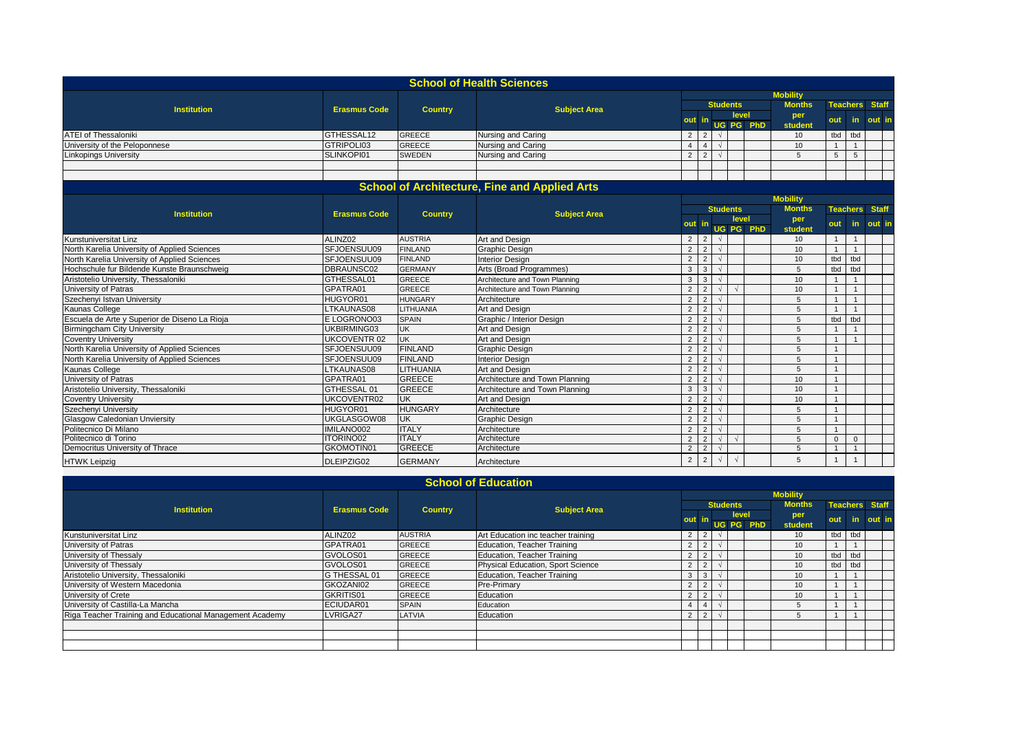## School of Health Sciences

| Institution | Erasmus Code | Country | Subject Area | Mobility Students out | in | level UG | PG | PhD | Months per student | Teachers out | in | Staff out | in |
|---|---|---|---|---|---|---|---|---|---|---|---|---|---|
| ATEI of Thessaloniki | GTHESSAL12 | GREECE | Nursing and Caring | 2 | 2 | √ | | | 10 | tbd | tbd | | |
| University of the Peloponnese | GTRIPOLI03 | GREECE | Nursing and Caring | 4 | 4 | √ | | | 10 | 1 | 1 | | |
| Linkopings University | SLINKOPI01 | SWEDEN | Nursing and Caring | 2 | 2 | √ | | | 5 | 5 | 5 | | |
| | | | | | | | | | | | | | |
| | | | | | | | | | | | | | |

## School of Architecture, Fine and Applied Arts

| Institution | Erasmus Code | Country | Subject Area | Mobility Students out | in | level UG | PG | PhD | Months per student | Teachers out | in | Staff out | in |
|---|---|---|---|---|---|---|---|---|---|---|---|---|---|
| Kunstuniversitat Linz | ALINZ02 | AUSTRIA | Art and Design | 2 | 2 | √ | | | 10 | 1 | 1 | | |
| North Karelia University of Applied Sciences | SFJOENSUU09 | FINLAND | Graphic Design | 2 | 2 | √ | | | 10 | 1 | 1 | | |
| North Karelia University of Applied Sciences | SFJOENSUU09 | FINLAND | Interior Design | 2 | 2 | √ | | | 10 | tbd | tbd | | |
| Hochschule fur Bildende Kunste Braunschweig | DBRAUNSC02 | GERMANY | Arts (Broad Programmes) | 3 | 3 | √ | | | 5 | tbd | tbd | | |
| Aristotelio University, Thessaloniki | GTHESSAL01 | GREECE | Architecture and Town Planning | 3 | 3 | √ | | | 10 | 1 | 1 | | |
| University of Patras | GPATRA01 | GREECE | Architecture and Town Planning | 2 | 2 | √ | √ | | 10 | 1 | 1 | | |
| Szechenyi Istvan University | HUGYOR01 | HUNGARY | Architecture | 2 | 2 | √ | | | 5 | 1 | 1 | | |
| Kaunas College | LTKAUNAS08 | LITHUANIA | Art and Design | 2 | 2 | √ | | | 5 | 1 | 1 | | |
| Escuela de Arte y Superior de Diseno La Rioja | E LOGRONO03 | SPAIN | Graphic / Interior Design | 2 | 2 | √ | | | 5 | tbd | tbd | | |
| Birmingcham City University | UKBIRMING03 | UK | Art and Design | 2 | 2 | √ | | | 5 | 1 | 1 | | |
| Coventry University | UKCOVENTR 02 | UK | Art and Design | 2 | 2 | √ | | | 5 | 1 | 1 | | |
| North Karelia University of Applied Sciences | SFJOENSUU09 | FINLAND | Graphic Design | 2 | 2 | √ | | | 5 | 1 | | | |
| North Karelia University of Applied Sciences | SFJOENSUU09 | FINLAND | Interior Design | 2 | 2 | √ | | | 5 | 1 | | | |
| Kaunas College | LTKAUNAS08 | LITHUANIA | Art and Design | 2 | 2 | √ | | | 5 | 1 | | | |
| University of Patras | GPATRA01 | GREECE | Architecture and Town Planning | 2 | 2 | √ | | | 10 | 1 | | | |
| Aristotelio University, Thessaloniki | GTHESSAL 01 | GREECE | Architecture and Town Planning | 3 | 3 | √ | | | 10 | 1 | | | |
| Coventry University | UKCOVENTR02 | UK | Art and Design | 2 | 2 | √ | | | 10 | 1 | | | |
| Szechenyi University | HUGYOR01 | HUNGARY | Architecture | 2 | 2 | √ | | | 5 | 1 | | | |
| Glasgow Caledonian Unviersity | UKGLASGOW08 | UK | Graphic Design | 2 | 2 | √ | | | 5 | 1 | | | |
| Politecnico Di Milano | IMILANO002 | ITALY | Architecture | 2 | 2 | √ | | | 5 | 1 | | | |
| Politecnico di Torino | ITORINO02 | ITALY | Architecture | 2 | 2 | √ | √ | | 5 | 0 | 0 | | |
| Democritus University of Thrace | GKOMOTIN01 | GREECE | Architecture | 2 | 2 | √ | | | 5 | 1 | 1 | | |
| HTWK Leipzig | DLEIPZIG02 | GERMANY | Architecture | 2 | 2 | √ | √ | | 5 | 1 | 1 | | |

## School of Education

| Institution | Erasmus Code | Country | Subject Area | Mobility Students out | in | level UG | PG | PhD | Months per student | Teachers out | in | Staff out | in |
|---|---|---|---|---|---|---|---|---|---|---|---|---|---|
| Kunstuniversitat Linz | ALINZ02 | AUSTRIA | Art Education inc teacher training | 2 | 2 | √ | | | 10 | tbd | tbd | | |
| University of Patras | GPATRA01 | GREECE | Education, Teacher Training | 2 | 2 | √ | | | 10 | 1 | 1 | | |
| University of Thessaly | GVOLOS01 | GREECE | Education, Teacher Training | 2 | 2 | √ | | | 10 | tbd | tbd | | |
| University of Thessaly | GVOLOS01 | GREECE | Physical Education, Sport Science | 2 | 2 | √ | | | 10 | tbd | tbd | | |
| Aristotelio University, Thessaloniki | G THESSAL 01 | GREECE | Education, Teacher Training | 3 | 3 | √ | | | 10 | 1 | 1 | | |
| University of Western Macedonia | GKOZANI02 | GREECE | Pre-Primary | 2 | 2 | √ | | | 10 | 1 | 1 | | |
| University of Crete | GKRITIS01 | GREECE | Education | 2 | 2 | √ | | | 10 | 1 | 1 | | |
| University of Castilla-La Mancha | ECIUDAR01 | SPAIN | Education | 4 | 4 | √ | | | 5 | 1 | 1 | | |
| Riga Teacher Training and Educational Management Academy | LVRIGA27 | LATVIA | Education | 2 | 2 | √ | | | 5 | 1 | 1 | | |
| | | | | | | | | | | | | | |
| | | | | | | | | | | | | | |
| | | | | | | | | | | | | | |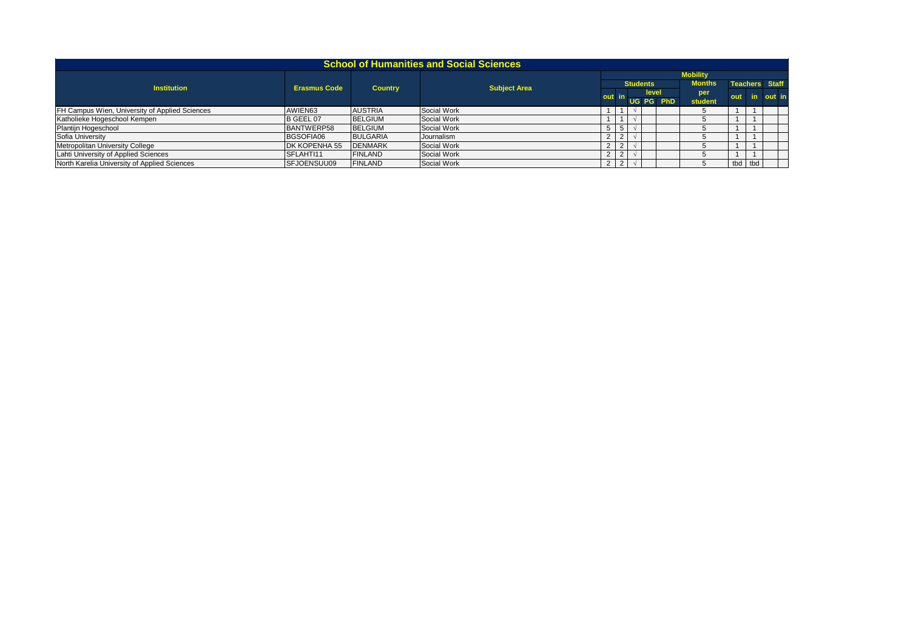| School of Humanities and Social Sciences | | | | | | | | | | | | | | |
|---|---|---|---|---|---|---|---|---|---|---|---|---|---|---|
| Institution | Erasmus Code | Country | Subject Area | Mobility | | | | | | | | | | |
| | | | | Students | | | | | Months per student | Teachers | | Staff | |
| | | | | out | in | level | | | | out | in | out | in |
| | | | | | | UG | PG | PhD | | | | | |
| FH Campus Wien, University of Applied Sciences | AWIEN63 | AUSTRIA | Social Work | 1 | 1 | √ | | | 5 | 1 | 1 | | |
| Katholieke Hogeschool Kempen | B GEEL 07 | BELGIUM | Social Work | 1 | 1 | √ | | | 5 | 1 | 1 | | |
| Plantijn Hogeschool | BANTWERP58 | BELGIUM | Social Work | 5 | 5 | √ | | | 5 | 1 | 1 | | |
| Sofia University | BGSOFIA06 | BULGARIA | Journalism | 2 | 2 | √ | | | 5 | 1 | 1 | | |
| Metropolitan University College | DK KOPENHA 55 | DENMARK | Social Work | 2 | 2 | √ | | | 5 | 1 | 1 | | |
| Lahti University of Applied Sciences | SFLAHTI11 | FINLAND | Social Work | 2 | 2 | √ | | | 5 | 1 | 1 | | |
| North Karelia University of Applied Sciences | SFJOENSUU09 | FINLAND | Social Work | 2 | 2 | √ | | | 5 | tbd | tbd | | |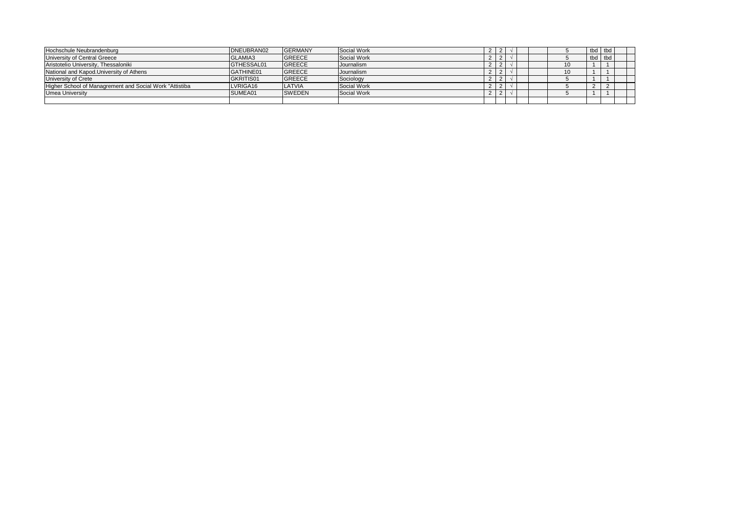| | | | | | | | | | | | | | |
|---|---|---|---|---|---|---|---|---|---|---|---|---|---|
| Hochschule Neubrandenburg | DNEUBRAN02 | GERMANY | Social Work | 2 | 2 | √ | | | 5 | tbd | tbd | | |
| University of Central Greece | GLAMIA3 | GREECE | Social Work | 2 | 2 | √ | | | 5 | tbd | tbd | | |
| Aristotelio University, Thessaloniki | GTHESSAL01 | GREECE | Journalism | 2 | 2 | √ | | | 10 | 1 | 1 | | |
| National and Kapod.University of Athens | GATHINE01 | GREECE | Journalism | 2 | 2 | √ | | | 10 | 1 | 1 | | |
| University of Crete | GKRITIS01 | GREECE | Sociology | 2 | 2 | √ | | | 5 | 1 | 1 | | |
| Higher School of Managrement and Social Work "Attistiba | LVRIGA16 | LATVIA | Social Work | 2 | 2 | √ | | | 5 | 2 | 2 | | |
| Umea University | SUMEA01 | SWEDEN | Social Work | 2 | 2 | √ | | | 5 | 1 | 1 | | |
| | | | | | | | | | | | | | |